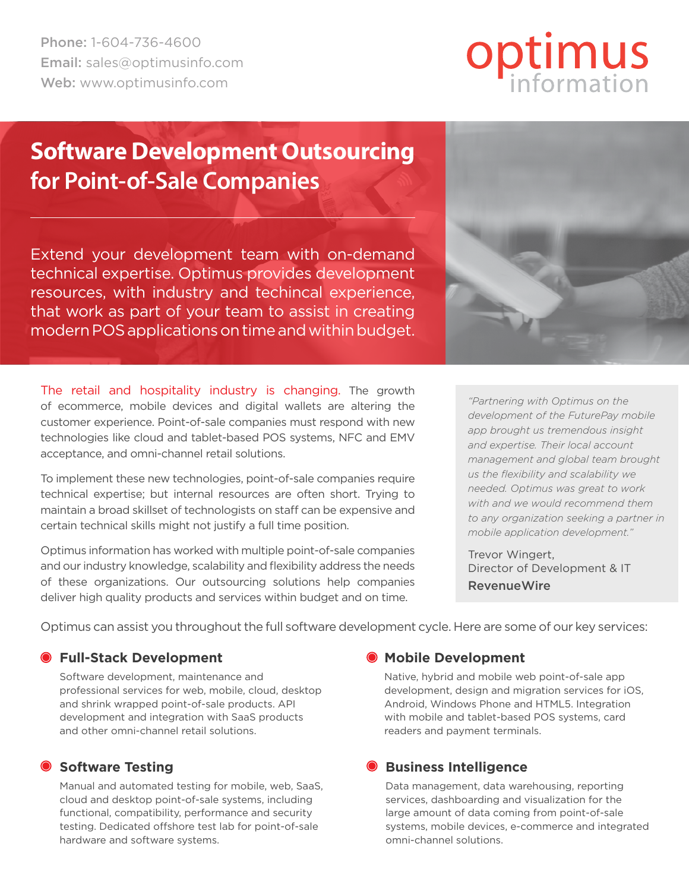**Phone:** 1-604-736-4600
**Email:** sales@optimusinfo.com
**Web:** www.optimusinfo.com

optimus information

# Software Development Outsourcing for Point-of-Sale Companies

Extend your development team with on-demand technical expertise. Optimus provides development resources, with industry and techincal experience, that work as part of your team to assist in creating modern POS applications on time and within budget.

The retail and hospitality industry is changing. The growth of ecommerce, mobile devices and digital wallets are altering the customer experience. Point-of-sale companies must respond with new technologies like cloud and tablet-based POS systems, NFC and EMV acceptance, and omni-channel retail solutions.

To implement these new technologies, point-of-sale companies require technical expertise; but internal resources are often short. Trying to maintain a broad skillset of technologists on staff can be expensive and certain technical skills might not justify a full time position.

Optimus information has worked with multiple point-of-sale companies and our industry knowledge, scalability and flexibility address the needs of these organizations. Our outsourcing solutions help companies deliver high quality products and services within budget and on time.

> *"Partnering with Optimus on the development of the FuturePay mobile app brought us tremendous insight and expertise. Their local account management and global team brought us the flexibility and scalability we needed. Optimus was great to work with and we would recommend them to any organization seeking a partner in mobile application development."*
>
> Trevor Wingert,
> Director of Development & IT
> **RevenueWire**

Optimus can assist you throughout the full software development cycle. Here are some of our key services:

### Full-Stack Development

Software development, maintenance and professional services for web, mobile, cloud, desktop and shrink wrapped point-of-sale products. API development and integration with SaaS products and other omni-channel retail solutions.

### Mobile Development

Native, hybrid and mobile web point-of-sale app development, design and migration services for iOS, Android, Windows Phone and HTML5. Integration with mobile and tablet-based POS systems, card readers and payment terminals.

### Software Testing

Manual and automated testing for mobile, web, SaaS, cloud and desktop point-of-sale systems, including functional, compatibility, performance and security testing. Dedicated offshore test lab for point-of-sale hardware and software systems.

### Business Intelligence

Data management, data warehousing, reporting services, dashboarding and visualization for the large amount of data coming from point-of-sale systems, mobile devices, e-commerce and integrated omni-channel solutions.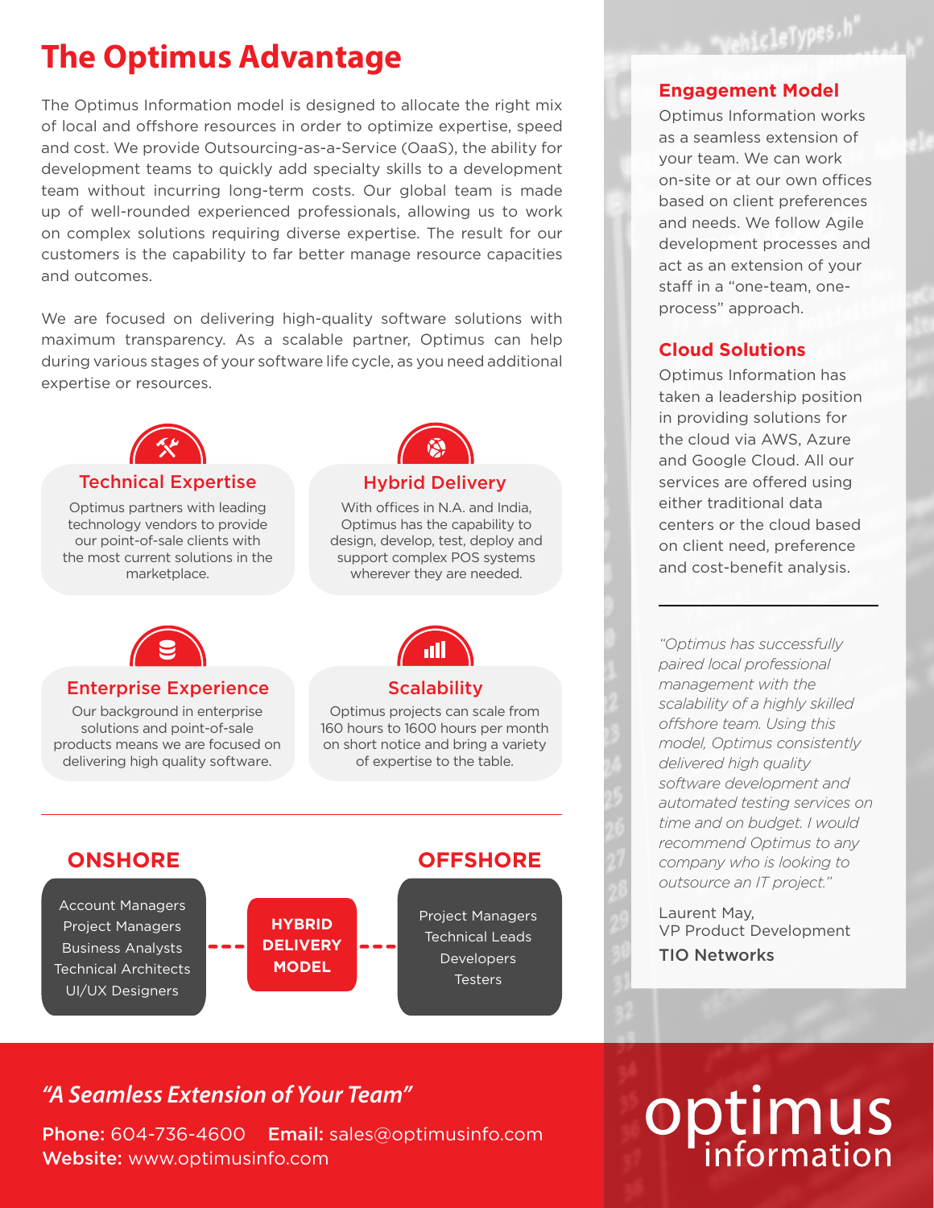# The Optimus Advantage

The Optimus Information model is designed to allocate the right mix of local and offshore resources in order to optimize expertise, speed and cost. We provide Outsourcing-as-a-Service (OaaS), the ability for development teams to quickly add specialty skills to a development team without incurring long-term costs. Our global team is made up of well-rounded experienced professionals, allowing us to work on complex solutions requiring diverse expertise. The result for our customers is the capability to far better manage resource capacities and outcomes.

We are focused on delivering high-quality software solutions with maximum transparency. As a scalable partner, Optimus can help during various stages of your software life cycle, as you need additional expertise or resources.

### Technical Expertise

Optimus partners with leading technology vendors to provide our point-of-sale clients with the most current solutions in the marketplace.

### Hybrid Delivery

With offices in N.A. and India, Optimus has the capability to design, develop, test, deploy and support complex POS systems wherever they are needed.

### Enterprise Experience

Our background in enterprise solutions and point-of-sale products means we are focused on delivering high quality software.

### Scalability

Optimus projects can scale from 160 hours to 1600 hours per month on short notice and bring a variety of expertise to the table.

### ONSHORE

- Account Managers
- Project Managers
- Business Analysts
- Technical Architects
- UI/UX Designers

**HYBRID DELIVERY MODEL**

### OFFSHORE

- Project Managers
- Technical Leads
- Developers
- Testers

## Engagement Model

Optimus Information works as a seamless extension of your team. We can work on-site or at our own offices based on client preferences and needs. We follow Agile development processes and act as an extension of your staff in a "one-team, one-process" approach.

## Cloud Solutions

Optimus Information has taken a leadership position in providing solutions for the cloud via AWS, Azure and Google Cloud. All our services are offered using either traditional data centers or the cloud based on client need, preference and cost-benefit analysis.

---

*"Optimus has successfully paired local professional management with the scalability of a highly skilled offshore team. Using this model, Optimus consistently delivered high quality software development and automated testing services on time and on budget. I would recommend Optimus to any company who is looking to outsource an IT project."*

Laurent May,
VP Product Development
TIO Networks

***"A Seamless Extension of Your Team"***

**Phone:** 604-736-4600 **Email:** sales@optimusinfo.com
**Website:** www.optimusinfo.com

optimus information